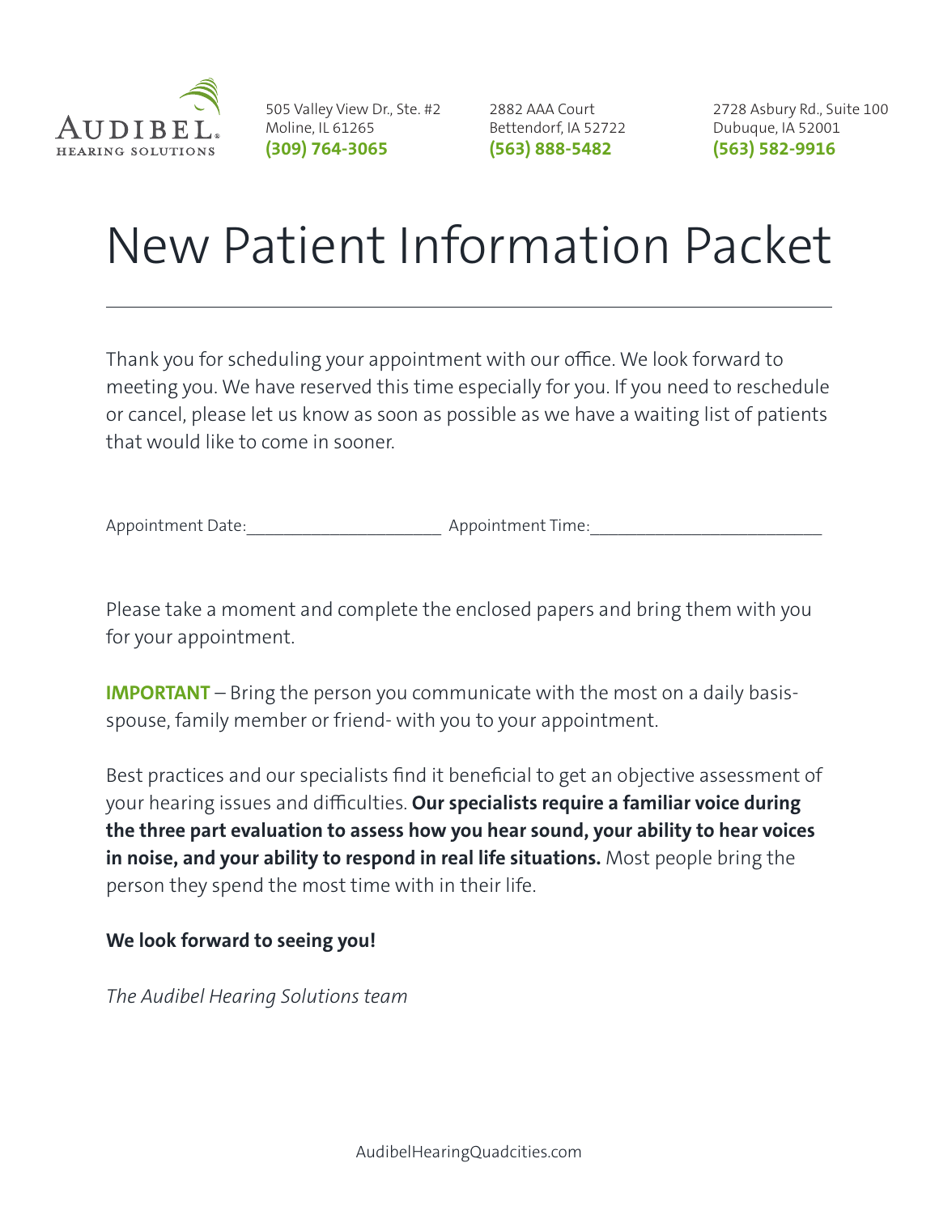AUDIBEL. HEARING SOLUTIONS

505 Valley View Dr., Ste. #2
Moline, IL 61265
**(309) 764-3065**

2882 AAA Court
Bettendorf, IA 52722
**(563) 888-5482**

2728 Asbury Rd., Suite 100
Dubuque, IA 52001
**(563) 582-9916**

# New Patient Information Packet

---

Thank you for scheduling your appointment with our office. We look forward to meeting you. We have reserved this time especially for you. If you need to reschedule or cancel, please let us know as soon as possible as we have a waiting list of patients that would like to come in sooner.

Appointment Date:______________________ Appointment Time:__________________________

Please take a moment and complete the enclosed papers and bring them with you for your appointment.

**IMPORTANT** – Bring the person you communicate with the most on a daily basis- spouse, family member or friend- with you to your appointment.

Best practices and our specialists find it beneficial to get an objective assessment of your hearing issues and difficulties. **Our specialists require a familiar voice during the three part evaluation to assess how you hear sound, your ability to hear voices in noise, and your ability to respond in real life situations.** Most people bring the person they spend the most time with in their life.

**We look forward to seeing you!**

*The Audibel Hearing Solutions team*

AudibelHearingQuadcities.com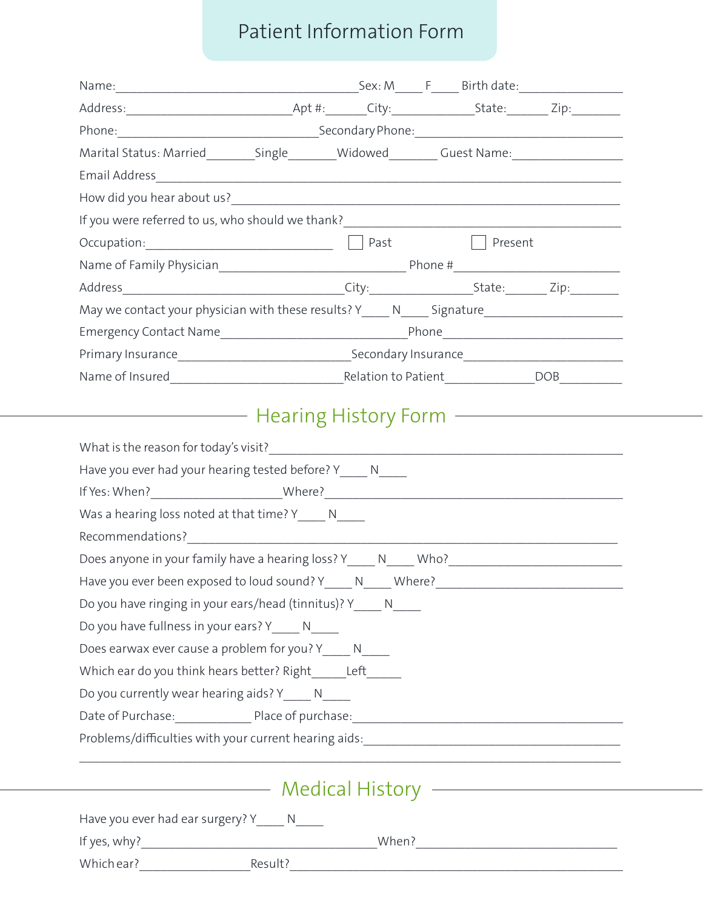# Patient Information Form

Name:\_\_\_\_\_\_\_\_\_\_\_\_\_\_\_\_\_\_\_\_\_\_\_\_\_\_\_\_\_\_\_\_\_\_\_\_\_\_\_ Sex: M\_\_\_\_ F\_\_\_\_ Birth date:\_\_\_\_\_\_\_\_\_\_\_\_\_\_\_\_

Address:\_\_\_\_\_\_\_\_\_\_\_\_\_\_\_\_\_\_\_\_\_\_\_\_\_\_\_ Apt #:\_\_\_\_\_\_ City:\_\_\_\_\_\_\_\_\_\_\_\_\_ State:\_\_\_\_\_\_ Zip:\_\_\_\_\_\_\_\_

Phone:\_\_\_\_\_\_\_\_\_\_\_\_\_\_\_\_\_\_\_\_\_\_\_\_\_\_\_\_\_\_\_\_\_ Secondary Phone:\_\_\_\_\_\_\_\_\_\_\_\_\_\_\_\_\_\_\_\_\_\_\_\_\_\_\_\_\_\_\_\_

Marital Status: Married\_\_\_\_\_\_\_\_ Single\_\_\_\_\_\_\_\_ Widowed\_\_\_\_\_\_\_\_ Guest Name:\_\_\_\_\_\_\_\_\_\_\_\_\_\_\_\_\_\_

Email Address\_\_\_\_\_\_\_\_\_\_\_\_\_\_\_\_\_\_\_\_\_\_\_\_\_\_\_\_\_\_\_\_\_\_\_\_\_\_\_\_\_\_\_\_\_\_\_\_\_\_\_\_\_\_\_\_\_\_\_\_\_\_\_\_\_\_\_\_\_\_\_\_

How did you hear about us?\_\_\_\_\_\_\_\_\_\_\_\_\_\_\_\_\_\_\_\_\_\_\_\_\_\_\_\_\_\_\_\_\_\_\_\_\_\_\_\_\_\_\_\_\_\_\_\_\_\_\_\_\_\_\_\_\_\_\_\_

If you were referred to us, who should we thank?\_\_\_\_\_\_\_\_\_\_\_\_\_\_\_\_\_\_\_\_\_\_\_\_\_\_\_\_\_\_\_\_\_\_\_\_\_\_\_\_\_\_\_

Occupation:\_\_\_\_\_\_\_\_\_\_\_\_\_\_\_\_\_\_\_\_\_\_\_\_\_\_\_\_\_\_\_ ☐ Past ☐ Present

Name of Family Physician\_\_\_\_\_\_\_\_\_\_\_\_\_\_\_\_\_\_\_\_\_\_\_\_\_\_\_\_\_\_ Phone #\_\_\_\_\_\_\_\_\_\_\_\_\_\_\_\_\_\_\_\_\_\_\_\_\_\_\_

Address\_\_\_\_\_\_\_\_\_\_\_\_\_\_\_\_\_\_\_\_\_\_\_\_\_\_\_\_\_\_\_\_\_\_\_\_ City:\_\_\_\_\_\_\_\_\_\_\_\_\_\_\_\_ State:\_\_\_\_\_\_ Zip:\_\_\_\_\_\_\_\_

May we contact your physician with these results? Y\_\_\_\_ N\_\_\_\_ Signature\_\_\_\_\_\_\_\_\_\_\_\_\_\_\_\_\_\_\_\_\_\_

Emergency Contact Name\_\_\_\_\_\_\_\_\_\_\_\_\_\_\_\_\_\_\_\_\_\_\_\_\_\_\_\_\_\_ Phone\_\_\_\_\_\_\_\_\_\_\_\_\_\_\_\_\_\_\_\_\_\_\_\_\_\_\_\_\_\_

Primary Insurance\_\_\_\_\_\_\_\_\_\_\_\_\_\_\_\_\_\_\_\_\_\_\_\_\_\_\_\_ Secondary Insurance\_\_\_\_\_\_\_\_\_\_\_\_\_\_\_\_\_\_\_\_\_\_\_\_\_\_

Name of Insured\_\_\_\_\_\_\_\_\_\_\_\_\_\_\_\_\_\_\_\_\_\_\_\_\_\_\_\_ Relation to Patient\_\_\_\_\_\_\_\_\_\_\_\_\_\_ DOB\_\_\_\_\_\_\_\_\_\_

## Hearing History Form

What is the reason for today's visit?\_\_\_\_\_\_\_\_\_\_\_\_\_\_\_\_\_\_\_\_\_\_\_\_\_\_\_\_\_\_\_\_\_\_\_\_\_\_\_\_\_\_\_\_\_\_\_\_\_\_\_\_\_\_

Have you ever had your hearing tested before? Y\_\_\_\_ N\_\_\_\_

If Yes: When?\_\_\_\_\_\_\_\_\_\_\_\_\_\_\_\_\_\_\_\_ Where?\_\_\_\_\_\_\_\_\_\_\_\_\_\_\_\_\_\_\_\_\_\_\_\_\_\_\_\_\_\_\_\_\_\_\_\_\_\_\_\_\_\_\_\_\_\_\_\_\_

Was a hearing loss noted at that time? Y\_\_\_\_ N\_\_\_\_

Recommendations?\_\_\_\_\_\_\_\_\_\_\_\_\_\_\_\_\_\_\_\_\_\_\_\_\_\_\_\_\_\_\_\_\_\_\_\_\_\_\_\_\_\_\_\_\_\_\_\_\_\_\_\_\_\_\_\_\_\_\_\_\_\_\_\_\_\_\_\_\_\_

Does anyone in your family have a hearing loss? Y\_\_\_\_ N\_\_\_\_ Who?\_\_\_\_\_\_\_\_\_\_\_\_\_\_\_\_\_\_\_\_\_\_\_\_\_\_\_\_\_

Have you ever been exposed to loud sound? Y\_\_\_\_ N\_\_\_\_ Where?\_\_\_\_\_\_\_\_\_\_\_\_\_\_\_\_\_\_\_\_\_\_\_\_\_\_\_\_\_\_\_\_

Do you have ringing in your ears/head (tinnitus)? Y\_\_\_\_ N\_\_\_\_

Do you have fullness in your ears? Y\_\_\_\_ N\_\_\_\_

Does earwax ever cause a problem for you? Y\_\_\_\_ N\_\_\_\_

Which ear do you think hears better? Right\_\_\_\_\_ Left\_\_\_\_\_

Do you currently wear hearing aids? Y\_\_\_\_ N\_\_\_\_

Date of Purchase:\_\_\_\_\_\_\_\_\_\_\_\_\_ Place of purchase:\_\_\_\_\_\_\_\_\_\_\_\_\_\_\_\_\_\_\_\_\_\_\_\_\_\_\_\_\_\_\_\_\_\_\_\_\_\_\_\_\_\_\_\_\_\_

Problems/difficulties with your current hearing aids:\_\_\_\_\_\_\_\_\_\_\_\_\_\_\_\_\_\_\_\_\_\_\_\_\_\_\_\_\_\_\_\_\_\_\_\_\_\_\_\_\_\_

\_\_\_\_\_\_\_\_\_\_\_\_\_\_\_\_\_\_\_\_\_\_\_\_\_\_\_\_\_\_\_\_\_\_\_\_\_\_\_\_\_\_\_\_\_\_\_\_\_\_\_\_\_\_\_\_\_\_\_\_\_\_\_\_\_\_\_\_\_\_\_\_\_\_\_\_\_\_\_\_\_\_\_\_\_\_\_\_\_\_

## Medical History

Have you ever had ear surgery? Y\_\_\_\_ N\_\_\_\_

If yes, why?\_\_\_\_\_\_\_\_\_\_\_\_\_\_\_\_\_\_\_\_\_\_\_\_\_\_\_\_\_\_\_\_\_\_\_\_\_\_\_ When?\_\_\_\_\_\_\_\_\_\_\_\_\_\_\_\_\_\_\_\_\_\_\_\_\_\_\_\_\_\_\_\_

Which ear?\_\_\_\_\_\_\_\_\_\_\_\_\_\_\_\_\_\_ Result?\_\_\_\_\_\_\_\_\_\_\_\_\_\_\_\_\_\_\_\_\_\_\_\_\_\_\_\_\_\_\_\_\_\_\_\_\_\_\_\_\_\_\_\_\_\_\_\_\_\_\_\_\_\_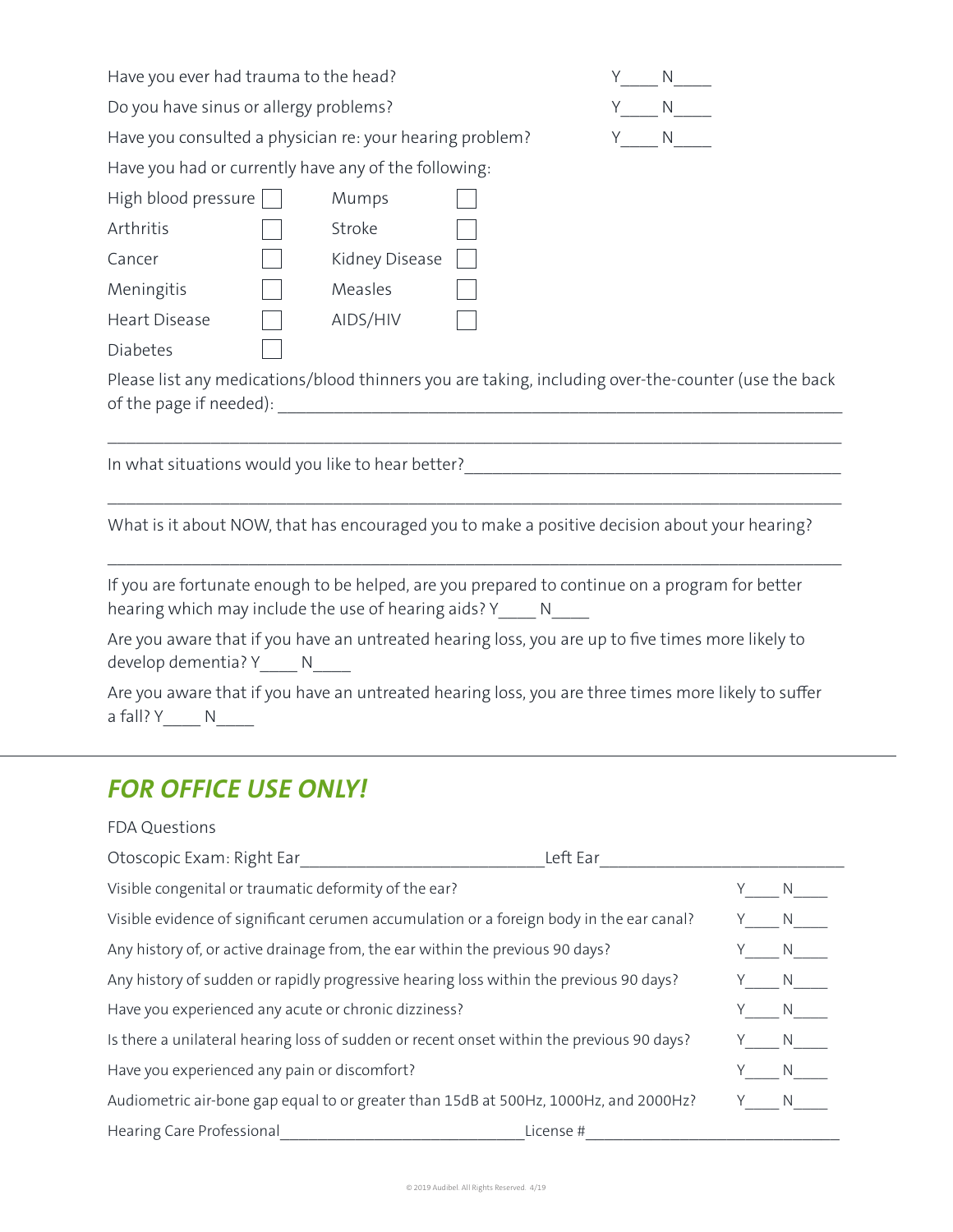Have you ever had trauma to the head? Y____ N____

Do you have sinus or allergy problems? Y____ N____

Have you consulted a physician re: your hearing problem? Y____ N____

Have you had or currently have any of the following:

| | | | |
|---|---|---|---|
| High blood pressure | ☐ | Mumps | ☐ |
| Arthritis | ☐ | Stroke | ☐ |
| Cancer | ☐ | Kidney Disease | ☐ |
| Meningitis | ☐ | Measles | ☐ |
| Heart Disease | ☐ | AIDS/HIV | ☐ |
| Diabetes | ☐ | | |

Please list any medications/blood thinners you are taking, including over-the-counter (use the back of the page if needed): ____________________________________________

____________________________________________

In what situations would you like to hear better? ____________________________________________

____________________________________________

What is it about NOW, that has encouraged you to make a positive decision about your hearing?

____________________________________________

If you are fortunate enough to be helped, are you prepared to continue on a program for better hearing which may include the use of hearing aids? Y____ N____

Are you aware that if you have an untreated hearing loss, you are up to five times more likely to develop dementia? Y____ N____

Are you aware that if you have an untreated hearing loss, you are three times more likely to suffer a fall? Y____ N____

---

## *FOR OFFICE USE ONLY!*

FDA Questions

Otoscopic Exam: Right Ear____________________________ Left Ear____________________________

Visible congenital or traumatic deformity of the ear? Y____ N____

Visible evidence of significant cerumen accumulation or a foreign body in the ear canal? Y____ N____

Any history of, or active drainage from, the ear within the previous 90 days? Y____ N____

Any history of sudden or rapidly progressive hearing loss within the previous 90 days? Y____ N____

Have you experienced any acute or chronic dizziness? Y____ N____

Is there a unilateral hearing loss of sudden or recent onset within the previous 90 days? Y____ N____

Have you experienced any pain or discomfort? Y____ N____

Audiometric air-bone gap equal to or greater than 15dB at 500Hz, 1000Hz, and 2000Hz? Y____ N____

Hearing Care Professional____________________________ License #____________________________

© 2019 Audibel. All Rights Reserved. 4/19